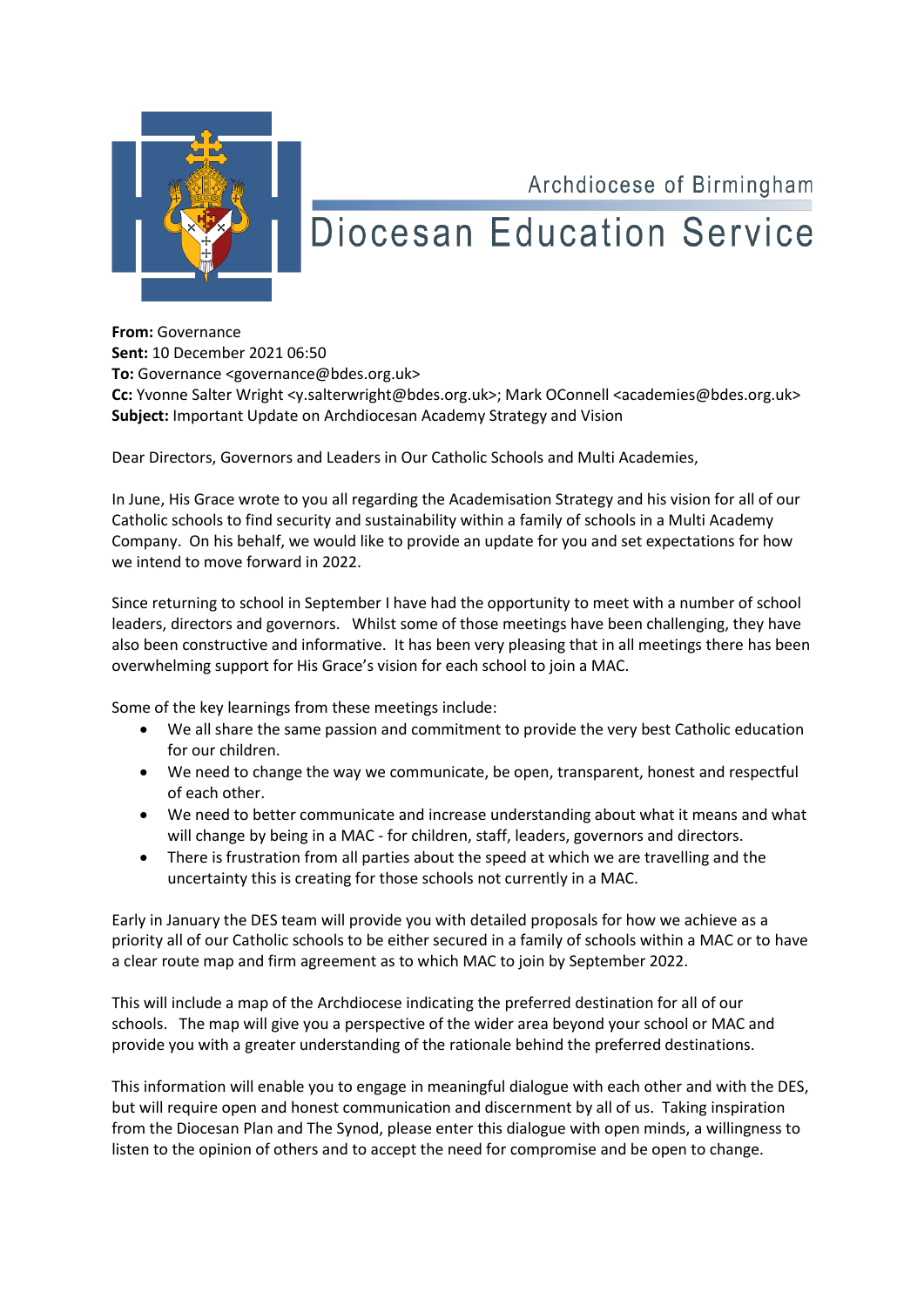Archdiocese of Birmingham

# Diocesan Education Service

**From:** Governance
**Sent:** 10 December 2021 06:50
**To:** Governance <governance@bdes.org.uk>
**Cc:** Yvonne Salter Wright <y.salterwright@bdes.org.uk>; Mark OConnell <academies@bdes.org.uk>
**Subject:** Important Update on Archdiocesan Academy Strategy and Vision

Dear Directors, Governors and Leaders in Our Catholic Schools and Multi Academies,

In June, His Grace wrote to you all regarding the Academisation Strategy and his vision for all of our Catholic schools to find security and sustainability within a family of schools in a Multi Academy Company. On his behalf, we would like to provide an update for you and set expectations for how we intend to move forward in 2022.

Since returning to school in September I have had the opportunity to meet with a number of school leaders, directors and governors. Whilst some of those meetings have been challenging, they have also been constructive and informative. It has been very pleasing that in all meetings there has been overwhelming support for His Grace's vision for each school to join a MAC.

Some of the key learnings from these meetings include:

- We all share the same passion and commitment to provide the very best Catholic education for our children.
- We need to change the way we communicate, be open, transparent, honest and respectful of each other.
- We need to better communicate and increase understanding about what it means and what will change by being in a MAC - for children, staff, leaders, governors and directors.
- There is frustration from all parties about the speed at which we are travelling and the uncertainty this is creating for those schools not currently in a MAC.

Early in January the DES team will provide you with detailed proposals for how we achieve as a priority all of our Catholic schools to be either secured in a family of schools within a MAC or to have a clear route map and firm agreement as to which MAC to join by September 2022.

This will include a map of the Archdiocese indicating the preferred destination for all of our schools. The map will give you a perspective of the wider area beyond your school or MAC and provide you with a greater understanding of the rationale behind the preferred destinations.

This information will enable you to engage in meaningful dialogue with each other and with the DES, but will require open and honest communication and discernment by all of us. Taking inspiration from the Diocesan Plan and The Synod, please enter this dialogue with open minds, a willingness to listen to the opinion of others and to accept the need for compromise and be open to change.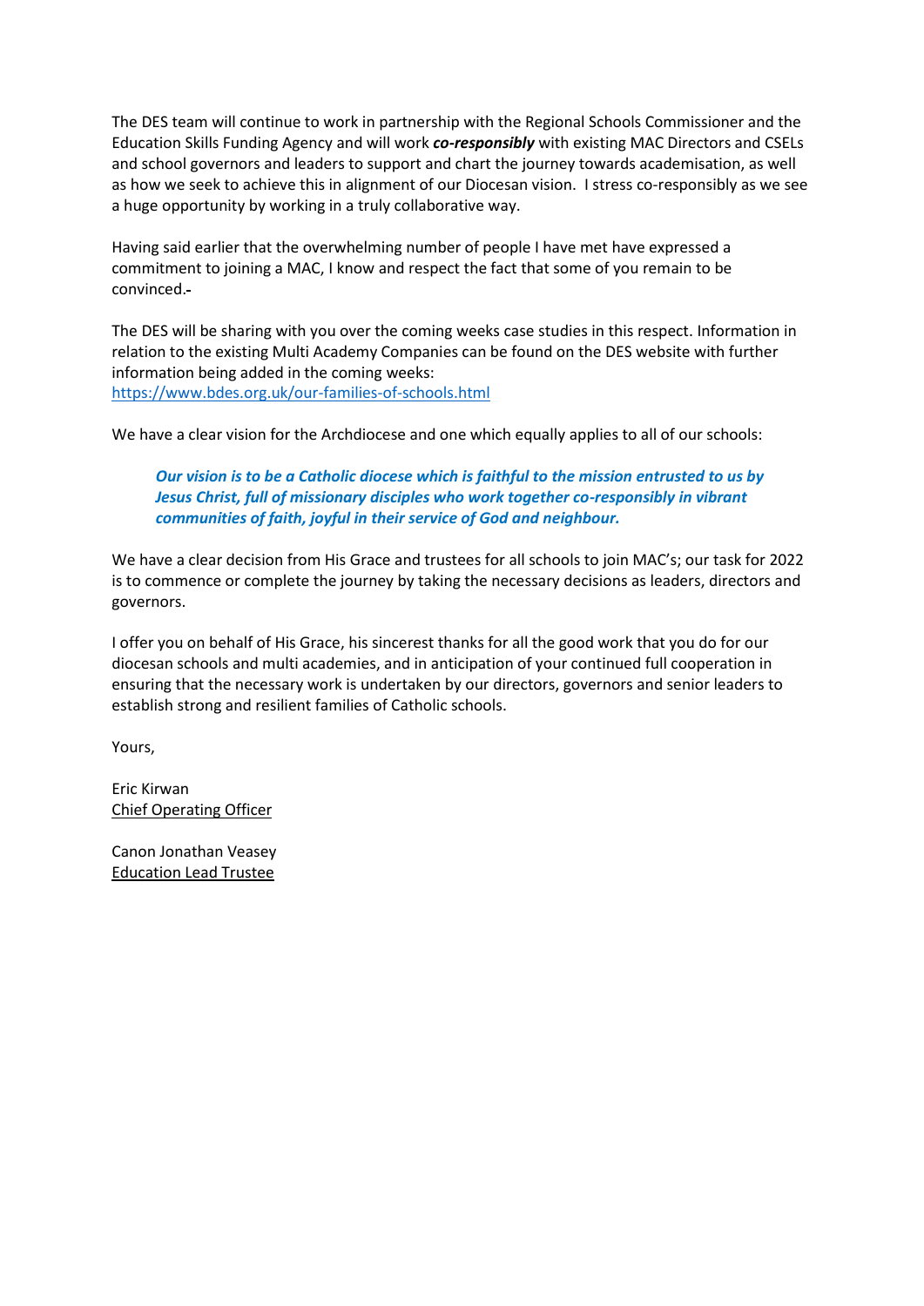The DES team will continue to work in partnership with the Regional Schools Commissioner and the Education Skills Funding Agency and will work ***co-responsibly*** with existing MAC Directors and CSELs and school governors and leaders to support and chart the journey towards academisation, as well as how we seek to achieve this in alignment of our Diocesan vision. I stress co-responsibly as we see a huge opportunity by working in a truly collaborative way.

Having said earlier that the overwhelming number of people I have met have expressed a commitment to joining a MAC, I know and respect the fact that some of you remain to be convinced.

The DES will be sharing with you over the coming weeks case studies in this respect. Information in relation to the existing Multi Academy Companies can be found on the DES website with further information being added in the coming weeks:
https://www.bdes.org.uk/our-families-of-schools.html

We have a clear vision for the Archdiocese and one which equally applies to all of our schools:

> ***Our vision is to be a Catholic diocese which is faithful to the mission entrusted to us by Jesus Christ, full of missionary disciples who work together co-responsibly in vibrant communities of faith, joyful in their service of God and neighbour.***

We have a clear decision from His Grace and trustees for all schools to join MAC's; our task for 2022 is to commence or complete the journey by taking the necessary decisions as leaders, directors and governors.

I offer you on behalf of His Grace, his sincerest thanks for all the good work that you do for our diocesan schools and multi academies, and in anticipation of your continued full cooperation in ensuring that the necessary work is undertaken by our directors, governors and senior leaders to establish strong and resilient families of Catholic schools.

Yours,

Eric Kirwan
Chief Operating Officer

Canon Jonathan Veasey
Education Lead Trustee